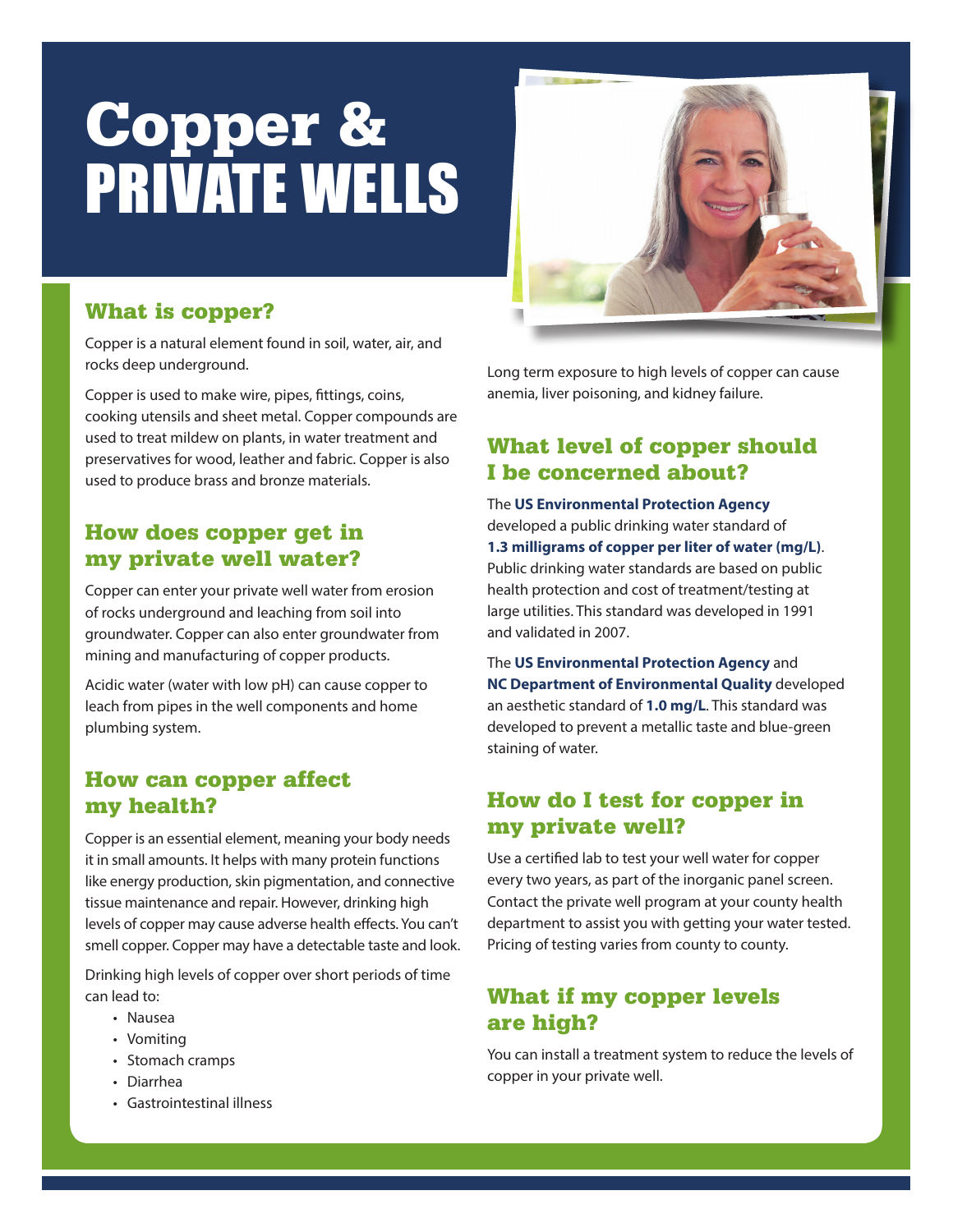# Copper & PRIVATE WELLS

## What is copper?

Copper is a natural element found in soil, water, air, and rocks deep underground.

Copper is used to make wire, pipes, fittings, coins, cooking utensils and sheet metal. Copper compounds are used to treat mildew on plants, in water treatment and preservatives for wood, leather and fabric. Copper is also used to produce brass and bronze materials.

## How does copper get in my private well water?

Copper can enter your private well water from erosion of rocks underground and leaching from soil into groundwater. Copper can also enter groundwater from mining and manufacturing of copper products.

Acidic water (water with low pH) can cause copper to leach from pipes in the well components and home plumbing system.

## How can copper affect my health?

Copper is an essential element, meaning your body needs it in small amounts. It helps with many protein functions like energy production, skin pigmentation, and connective tissue maintenance and repair. However, drinking high levels of copper may cause adverse health effects. You can't smell copper. Copper may have a detectable taste and look.

Drinking high levels of copper over short periods of time can lead to:

- Nausea
- Vomiting
- Stomach cramps
- Diarrhea
- Gastrointestinal illness

Long term exposure to high levels of copper can cause anemia, liver poisoning, and kidney failure.

## What level of copper should I be concerned about?

The **US Environmental Protection Agency** developed a public drinking water standard of **1.3 milligrams of copper per liter of water (mg/L)**. Public drinking water standards are based on public health protection and cost of treatment/testing at large utilities. This standard was developed in 1991 and validated in 2007.

The **US Environmental Protection Agency** and **NC Department of Environmental Quality** developed an aesthetic standard of **1.0 mg/L**. This standard was developed to prevent a metallic taste and blue-green staining of water.

## How do I test for copper in my private well?

Use a certified lab to test your well water for copper every two years, as part of the inorganic panel screen. Contact the private well program at your county health department to assist you with getting your water tested. Pricing of testing varies from county to county.

## What if my copper levels are high?

You can install a treatment system to reduce the levels of copper in your private well.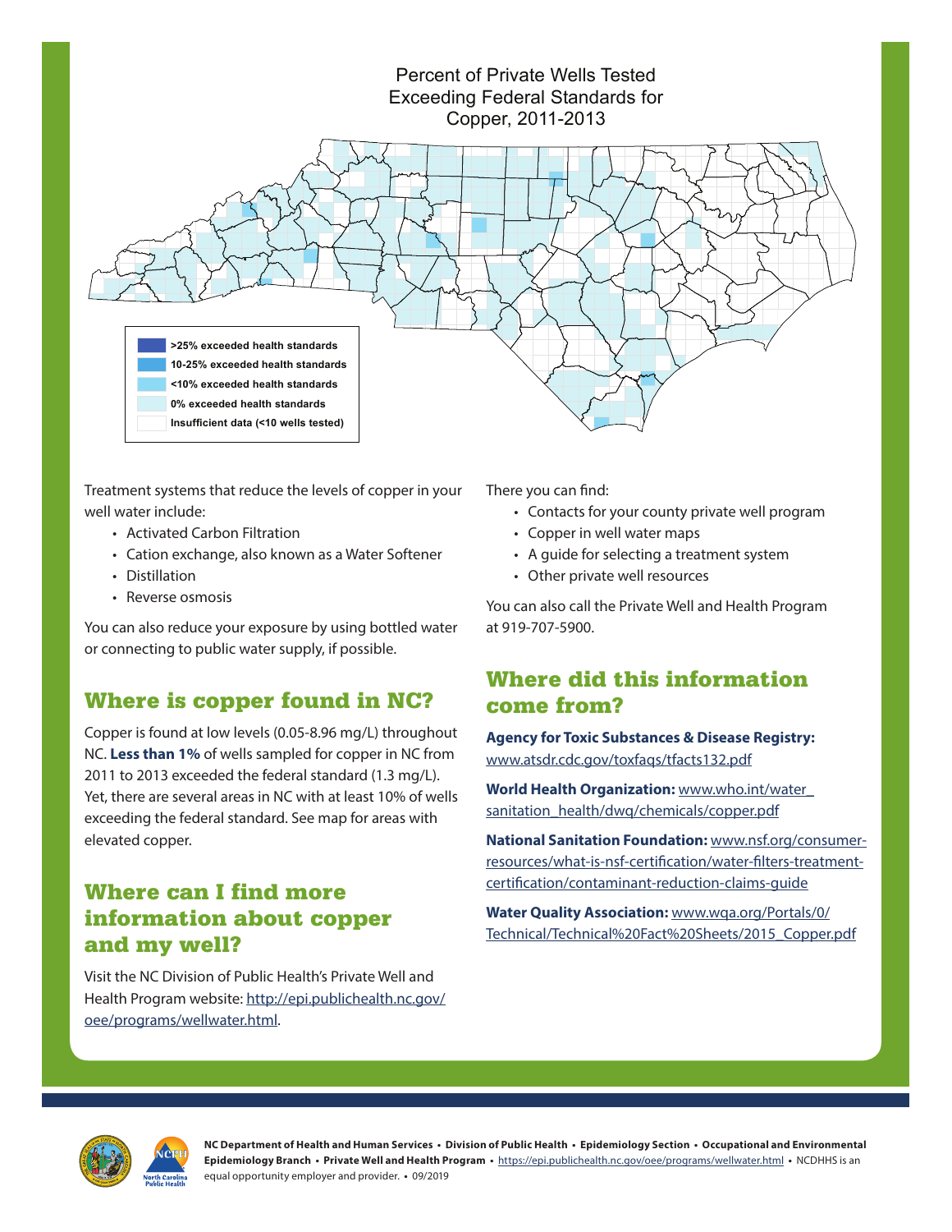Percent of Private Wells Tested Exceeding Federal Standards for Copper, 2011-2013

>25% exceeded health standards
10-25% exceeded health standards
<10% exceeded health standards
0% exceeded health standards
Insufficient data (<10 wells tested)

Treatment systems that reduce the levels of copper in your well water include:

- Activated Carbon Filtration
- Cation exchange, also known as a Water Softener
- Distillation
- Reverse osmosis

You can also reduce your exposure by using bottled water or connecting to public water supply, if possible.

## Where is copper found in NC?

Copper is found at low levels (0.05-8.96 mg/L) throughout NC. **Less than 1%** of wells sampled for copper in NC from 2011 to 2013 exceeded the federal standard (1.3 mg/L). Yet, there are several areas in NC with at least 10% of wells exceeding the federal standard. See map for areas with elevated copper.

## Where can I find more information about copper and my well?

Visit the NC Division of Public Health's Private Well and Health Program website: http://epi.publichealth.nc.gov/oee/programs/wellwater.html.

There you can find:

- Contacts for your county private well program
- Copper in well water maps
- A guide for selecting a treatment system
- Other private well resources

You can also call the Private Well and Health Program at 919-707-5900.

## Where did this information come from?

**Agency for Toxic Substances & Disease Registry:** www.atsdr.cdc.gov/toxfaqs/tfacts132.pdf

**World Health Organization:** www.who.int/water_sanitation_health/dwq/chemicals/copper.pdf

**National Sanitation Foundation:** www.nsf.org/consumer-resources/what-is-nsf-certification/water-filters-treatment-certification/contaminant-reduction-claims-guide

**Water Quality Association:** www.wqa.org/Portals/0/Technical/Technical%20Fact%20Sheets/2015_Copper.pdf

**NC Department of Health and Human Services • Division of Public Health • Epidemiology Section • Occupational and Environmental Epidemiology Branch • Private Well and Health Program •** https://epi.publichealth.nc.gov/oee/programs/wellwater.html • NCDHHS is an equal opportunity employer and provider. • 09/2019